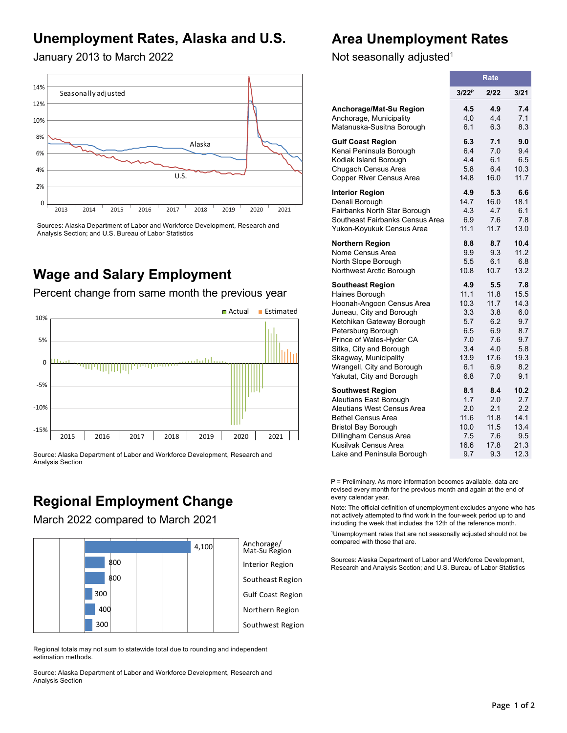## Unemployment Rates, Alaska and U.S.

January 2013 to March 2022

Seasonally adjusted

Alaska

U.S.

Sources: Alaska Department of Labor and Workforce Development, Research and Analysis Section; and U.S. Bureau of Labor Statistics

## Wage and Salary Employment

Percent change from same month the previous year

Actual | Estimated

Source: Alaska Department of Labor and Workforce Development, Research and Analysis Section

## Regional Employment Change

March 2022 compared to March 2021

| Region | Change |
|---|---|
| Anchorage/ Mat-Su Region | 4,100 |
| Interior Region | 800 |
| Southeast Region | 800 |
| Gulf Coast Region | 300 |
| Northern Region | 400 |
| Southwest Region | 300 |

Regional totals may not sum to statewide total due to rounding and independent estimation methods.

Source: Alaska Department of Labor and Workforce Development, Research and Analysis Section

## Area Unemployment Rates

Not seasonally adjusted[1]

| | Rate | | |
|---|---|---|---|
| | 3/22[P] | 2/22 | 3/21 |
| **Anchorage/Mat-Su Region** | **4.5** | **4.9** | **7.4** |
| Anchorage, Municipality | 4.0 | 4.4 | 7.1 |
| Matanuska-Susitna Borough | 6.1 | 6.3 | 8.3 |
| **Gulf Coast Region** | **6.3** | **7.1** | **9.0** |
| Kenai Peninsula Borough | 6.4 | 7.0 | 9.4 |
| Kodiak Island Borough | 4.4 | 6.1 | 6.5 |
| Chugach Census Area | 5.8 | 6.4 | 10.3 |
| Copper River Census Area | 14.8 | 16.0 | 11.7 |
| **Interior Region** | **4.9** | **5.3** | **6.6** |
| Denali Borough | 14.7 | 16.0 | 18.1 |
| Fairbanks North Star Borough | 4.3 | 4.7 | 6.1 |
| Southeast Fairbanks Census Area | 6.9 | 7.6 | 7.8 |
| Yukon-Koyukuk Census Area | 11.1 | 11.7 | 13.0 |
| **Northern Region** | **8.8** | **8.7** | **10.4** |
| Nome Census Area | 9.9 | 9.3 | 11.2 |
| North Slope Borough | 5.5 | 6.1 | 6.8 |
| Northwest Arctic Borough | 10.8 | 10.7 | 13.2 |
| **Southeast Region** | **4.9** | **5.5** | **7.8** |
| Haines Borough | 11.1 | 11.8 | 15.5 |
| Hoonah-Angoon Census Area | 10.3 | 11.7 | 14.3 |
| Juneau, City and Borough | 3.3 | 3.8 | 6.0 |
| Ketchikan Gateway Borough | 5.7 | 6.2 | 9.7 |
| Petersburg Borough | 6.5 | 6.9 | 8.7 |
| Prince of Wales-Hyder CA | 7.0 | 7.6 | 9.7 |
| Sitka, City and Borough | 3.4 | 4.0 | 5.8 |
| Skagway, Municipality | 13.9 | 17.6 | 19.3 |
| Wrangell, City and Borough | 6.1 | 6.9 | 8.2 |
| Yakutat, City and Borough | 6.8 | 7.0 | 9.1 |
| **Southwest Region** | **8.1** | **8.4** | **10.2** |
| Aleutians East Borough | 1.7 | 2.0 | 2.7 |
| Aleutians West Census Area | 2.0 | 2.1 | 2.2 |
| Bethel Census Area | 11.6 | 11.8 | 14.1 |
| Bristol Bay Borough | 10.0 | 11.5 | 13.4 |
| Dillingham Census Area | 7.5 | 7.6 | 9.5 |
| Kusilvak Census Area | 16.6 | 17.8 | 21.3 |
| Lake and Peninsula Borough | 9.7 | 9.3 | 12.3 |

P = Preliminary. As more information becomes available, data are revised every month for the previous month and again at the end of every calendar year.

Note: The official definition of unemployment excludes anyone who has not actively attempted to find work in the four-week period up to and including the week that includes the 12th of the reference month.

[1]Unemployment rates that are not seasonally adjusted should not be compared with those that are.

Sources: Alaska Department of Labor and Workforce Development, Research and Analysis Section; and U.S. Bureau of Labor Statistics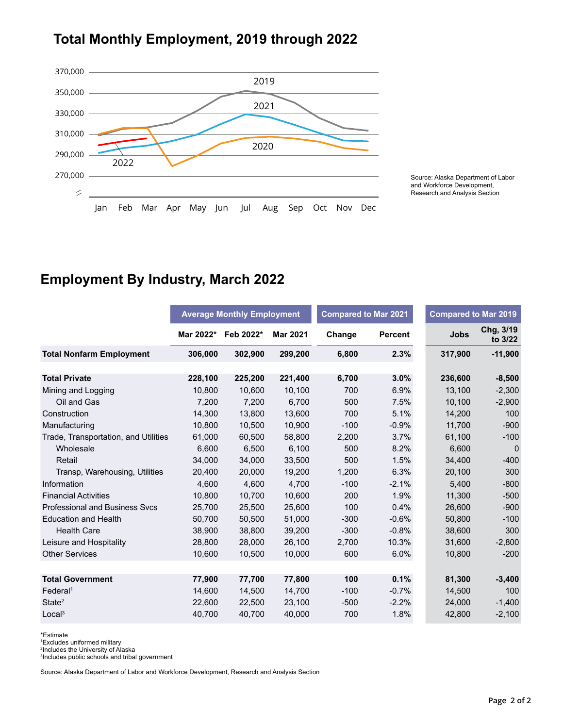## Total Monthly Employment, 2019 through 2022

370,000
350,000
330,000
310,000
290,000
270,000

2019
2021
2020
2022

Jan Feb Mar Apr May Jun Jul Aug Sep Oct Nov Dec

Source: Alaska Department of Labor and Workforce Development, Research and Analysis Section

## Employment By Industry, March 2022

| | Average Monthly Employment | | | Compared to Mar 2021 | | Compared to Mar 2019 | |
|---|---|---|---|---|---|---|---|
| | Mar 2022* | Feb 2022* | Mar 2021 | Change | Percent | Jobs | Chg, 3/19 to 3/22 |
| **Total Nonfarm Employment** | **306,000** | **302,900** | **299,200** | **6,800** | **2.3%** | **317,900** | **-11,900** |
| | | | | | | | |
| **Total Private** | **228,100** | **225,200** | **221,400** | **6,700** | **3.0%** | **236,600** | **-8,500** |
| Mining and Logging | 10,800 | 10,600 | 10,100 | 700 | 6.9% | 13,100 | -2,300 |
| Oil and Gas | 7,200 | 7,200 | 6,700 | 500 | 7.5% | 10,100 | -2,900 |
| Construction | 14,300 | 13,800 | 13,600 | 700 | 5.1% | 14,200 | 100 |
| Manufacturing | 10,800 | 10,500 | 10,900 | -100 | -0.9% | 11,700 | -900 |
| Trade, Transportation, and Utilities | 61,000 | 60,500 | 58,800 | 2,200 | 3.7% | 61,100 | -100 |
| Wholesale | 6,600 | 6,500 | 6,100 | 500 | 8.2% | 6,600 | 0 |
| Retail | 34,000 | 34,000 | 33,500 | 500 | 1.5% | 34,400 | -400 |
| Transp, Warehousing, Utilities | 20,400 | 20,000 | 19,200 | 1,200 | 6.3% | 20,100 | 300 |
| Information | 4,600 | 4,600 | 4,700 | -100 | -2.1% | 5,400 | -800 |
| Financial Activities | 10,800 | 10,700 | 10,600 | 200 | 1.9% | 11,300 | -500 |
| Professional and Business Svcs | 25,700 | 25,500 | 25,600 | 100 | 0.4% | 26,600 | -900 |
| Education and Health | 50,700 | 50,500 | 51,000 | -300 | -0.6% | 50,800 | -100 |
| Health Care | 38,900 | 38,800 | 39,200 | -300 | -0.8% | 38,600 | 300 |
| Leisure and Hospitality | 28,800 | 28,000 | 26,100 | 2,700 | 10.3% | 31,600 | -2,800 |
| Other Services | 10,600 | 10,500 | 10,000 | 600 | 6.0% | 10,800 | -200 |
| | | | | | | | |
| **Total Government** | **77,900** | **77,700** | **77,800** | **100** | **0.1%** | **81,300** | **-3,400** |
| Federal[1] | 14,600 | 14,500 | 14,700 | -100 | -0.7% | 14,500 | 100 |
| State[2] | 22,600 | 22,500 | 23,100 | -500 | -2.2% | 24,000 | -1,400 |
| Local[3] | 40,700 | 40,700 | 40,000 | 700 | 1.8% | 42,800 | -2,100 |

*Estimate
[1]Excludes uniformed military
[2]Includes the University of Alaska
[3]Includes public schools and tribal government

Source: Alaska Department of Labor and Workforce Development, Research and Analysis Section